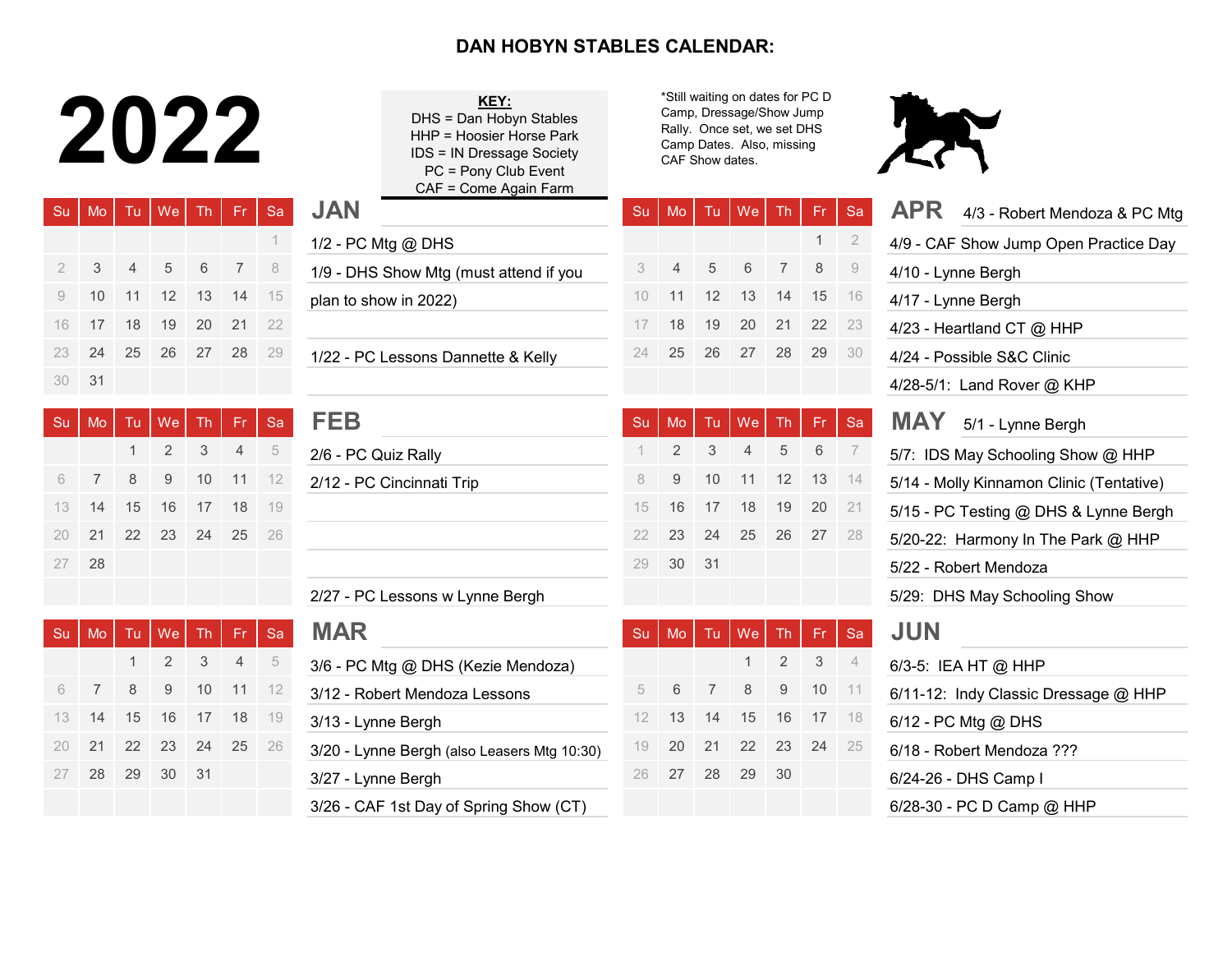# DAN HOBYN STABLES CALENDAR:

# 2022

**KEY:**
DHS = Dan Hobyn Stables
HHP = Hoosier Horse Park
IDS = IN Dressage Society
PC = Pony Club Event
CAF = Come Again Farm

*Still waiting on dates for PC D Camp, Dressage/Show Jump Rally. Once set, we set DHS Camp Dates. Also, missing CAF Show dates.

## JAN

| Su | Mo | Tu | We | Th | Fr | Sa |
|---|---|---|---|---|---|---|
| | | | | | | 1 |
| 2 | 3 | 4 | 5 | 6 | 7 | 8 |
| 9 | 10 | 11 | 12 | 13 | 14 | 15 |
| 16 | 17 | 18 | 19 | 20 | 21 | 22 |
| 23 | 24 | 25 | 26 | 27 | 28 | 29 |
| 30 | 31 | | | | | |

- 1/2 - PC Mtg @ DHS
- 1/9 - DHS Show Mtg (must attend if you plan to show in 2022)
- 1/22 - PC Lessons Dannette & Kelly

## FEB

| Su | Mo | Tu | We | Th | Fr | Sa |
|---|---|---|---|---|---|---|
| | | 1 | 2 | 3 | 4 | 5 |
| 6 | 7 | 8 | 9 | 10 | 11 | 12 |
| 13 | 14 | 15 | 16 | 17 | 18 | 19 |
| 20 | 21 | 22 | 23 | 24 | 25 | 26 |
| 27 | 28 | | | | | |

- 2/6 - PC Quiz Rally
- 2/12 - PC Cincinnati Trip
- 2/27 - PC Lessons w Lynne Bergh

## MAR

| Su | Mo | Tu | We | Th | Fr | Sa |
|---|---|---|---|---|---|---|
| | | 1 | 2 | 3 | 4 | 5 |
| 6 | 7 | 8 | 9 | 10 | 11 | 12 |
| 13 | 14 | 15 | 16 | 17 | 18 | 19 |
| 20 | 21 | 22 | 23 | 24 | 25 | 26 |
| 27 | 28 | 29 | 30 | 31 | | |

- 3/6 - PC Mtg @ DHS (Kezie Mendoza)
- 3/12 - Robert Mendoza Lessons
- 3/13 - Lynne Bergh
- 3/20 - Lynne Bergh (also Leasers Mtg 10:30)
- 3/27 - Lynne Bergh
- 3/26 - CAF 1st Day of Spring Show (CT)

## APR

| Su | Mo | Tu | We | Th | Fr | Sa |
|---|---|---|---|---|---|---|
| | | | | | 1 | 2 |
| 3 | 4 | 5 | 6 | 7 | 8 | 9 |
| 10 | 11 | 12 | 13 | 14 | 15 | 16 |
| 17 | 18 | 19 | 20 | 21 | 22 | 23 |
| 24 | 25 | 26 | 27 | 28 | 29 | 30 |

- 4/3 - Robert Mendoza & PC Mtg
- 4/9 - CAF Show Jump Open Practice Day
- 4/10 - Lynne Bergh
- 4/17 - Lynne Bergh
- 4/23 - Heartland CT @ HHP
- 4/24 - Possible S&C Clinic
- 4/28-5/1: Land Rover @ KHP

## MAY

| Su | Mo | Tu | We | Th | Fr | Sa |
|---|---|---|---|---|---|---|
| 1 | 2 | 3 | 4 | 5 | 6 | 7 |
| 8 | 9 | 10 | 11 | 12 | 13 | 14 |
| 15 | 16 | 17 | 18 | 19 | 20 | 21 |
| 22 | 23 | 24 | 25 | 26 | 27 | 28 |
| 29 | 30 | 31 | | | | |

- 5/1 - Lynne Bergh
- 5/7: IDS May Schooling Show @ HHP
- 5/14 - Molly Kinnamon Clinic (Tentative)
- 5/15 - PC Testing @ DHS & Lynne Bergh
- 5/20-22: Harmony In The Park @ HHP
- 5/22 - Robert Mendoza
- 5/29: DHS May Schooling Show

## JUN

| Su | Mo | Tu | We | Th | Fr | Sa |
|---|---|---|---|---|---|---|
| | | | 1 | 2 | 3 | 4 |
| 5 | 6 | 7 | 8 | 9 | 10 | 11 |
| 12 | 13 | 14 | 15 | 16 | 17 | 18 |
| 19 | 20 | 21 | 22 | 23 | 24 | 25 |
| 26 | 27 | 28 | 29 | 30 | | |

- 6/3-5: IEA HT @ HHP
- 6/11-12: Indy Classic Dressage @ HHP
- 6/12 - PC Mtg @ DHS
- 6/18 - Robert Mendoza ???
- 6/24-26 - DHS Camp I
- 6/28-30 - PC D Camp @ HHP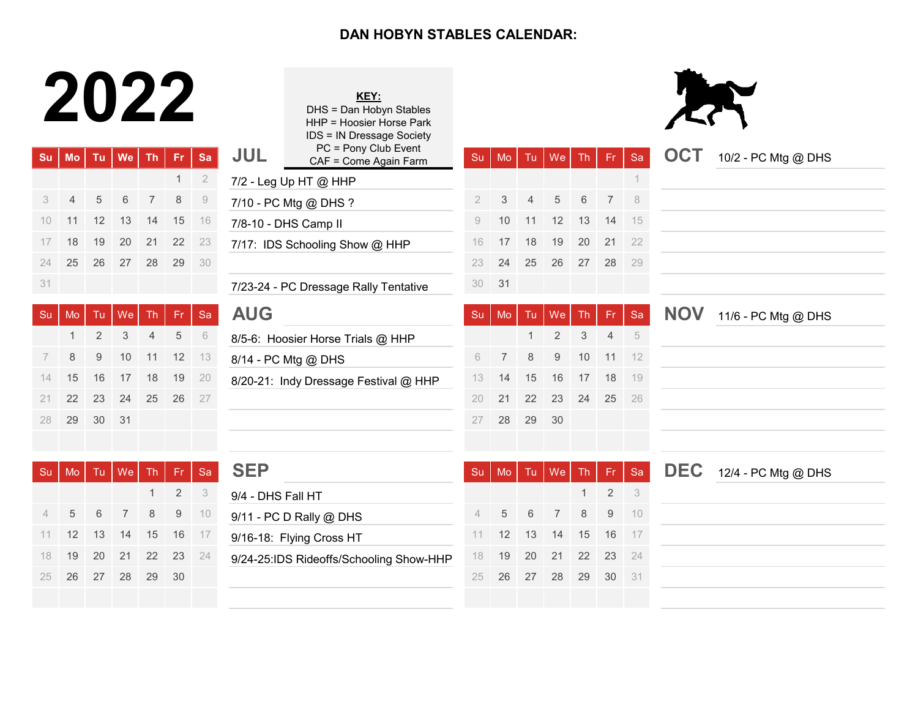**DAN HOBYN STABLES CALENDAR:**

# 2022

**KEY:**
DHS = Dan Hobyn Stables
HHP = Hoosier Horse Park
IDS = IN Dressage Society
PC = Pony Club Event
CAF = Come Again Farm

## JUL

| Su | Mo | Tu | We | Th | Fr | Sa |
|---|---|---|---|---|---|---|
| | | | | | 1 | 2 |
| 3 | 4 | 5 | 6 | 7 | 8 | 9 |
| 10 | 11 | 12 | 13 | 14 | 15 | 16 |
| 17 | 18 | 19 | 20 | 21 | 22 | 23 |
| 24 | 25 | 26 | 27 | 28 | 29 | 30 |
| 31 | | | | | | |

7/2 - Leg Up HT @ HHP
7/10 - PC Mtg @ DHS ?
7/8-10 - DHS Camp II
7/17: IDS Schooling Show @ HHP
7/23-24 - PC Dressage Rally Tentative

## AUG

| Su | Mo | Tu | We | Th | Fr | Sa |
|---|---|---|---|---|---|---|
| | 1 | 2 | 3 | 4 | 5 | 6 |
| 7 | 8 | 9 | 10 | 11 | 12 | 13 |
| 14 | 15 | 16 | 17 | 18 | 19 | 20 |
| 21 | 22 | 23 | 24 | 25 | 26 | 27 |
| 28 | 29 | 30 | 31 | | | |

8/5-6: Hoosier Horse Trials @ HHP
8/14 - PC Mtg @ DHS
8/20-21: Indy Dressage Festival @ HHP

## SEP

| Su | Mo | Tu | We | Th | Fr | Sa |
|---|---|---|---|---|---|---|
| | | | | 1 | 2 | 3 |
| 4 | 5 | 6 | 7 | 8 | 9 | 10 |
| 11 | 12 | 13 | 14 | 15 | 16 | 17 |
| 18 | 19 | 20 | 21 | 22 | 23 | 24 |
| 25 | 26 | 27 | 28 | 29 | 30 | |

9/4 - DHS Fall HT
9/11 - PC D Rally @ DHS
9/16-18: Flying Cross HT
9/24-25:IDS Rideoffs/Schooling Show-HHP

## OCT

| Su | Mo | Tu | We | Th | Fr | Sa |
|---|---|---|---|---|---|---|
| | | | | | | 1 |
| 2 | 3 | 4 | 5 | 6 | 7 | 8 |
| 9 | 10 | 11 | 12 | 13 | 14 | 15 |
| 16 | 17 | 18 | 19 | 20 | 21 | 22 |
| 23 | 24 | 25 | 26 | 27 | 28 | 29 |
| 30 | 31 | | | | | |

10/2 - PC Mtg @ DHS

## NOV

| Su | Mo | Tu | We | Th | Fr | Sa |
|---|---|---|---|---|---|---|
| | | 1 | 2 | 3 | 4 | 5 |
| 6 | 7 | 8 | 9 | 10 | 11 | 12 |
| 13 | 14 | 15 | 16 | 17 | 18 | 19 |
| 20 | 21 | 22 | 23 | 24 | 25 | 26 |
| 27 | 28 | 29 | 30 | | | |

11/6 - PC Mtg @ DHS

## DEC

| Su | Mo | Tu | We | Th | Fr | Sa |
|---|---|---|---|---|---|---|
| | | | | 1 | 2 | 3 |
| 4 | 5 | 6 | 7 | 8 | 9 | 10 |
| 11 | 12 | 13 | 14 | 15 | 16 | 17 |
| 18 | 19 | 20 | 21 | 22 | 23 | 24 |
| 25 | 26 | 27 | 28 | 29 | 30 | 31 |

12/4 - PC Mtg @ DHS